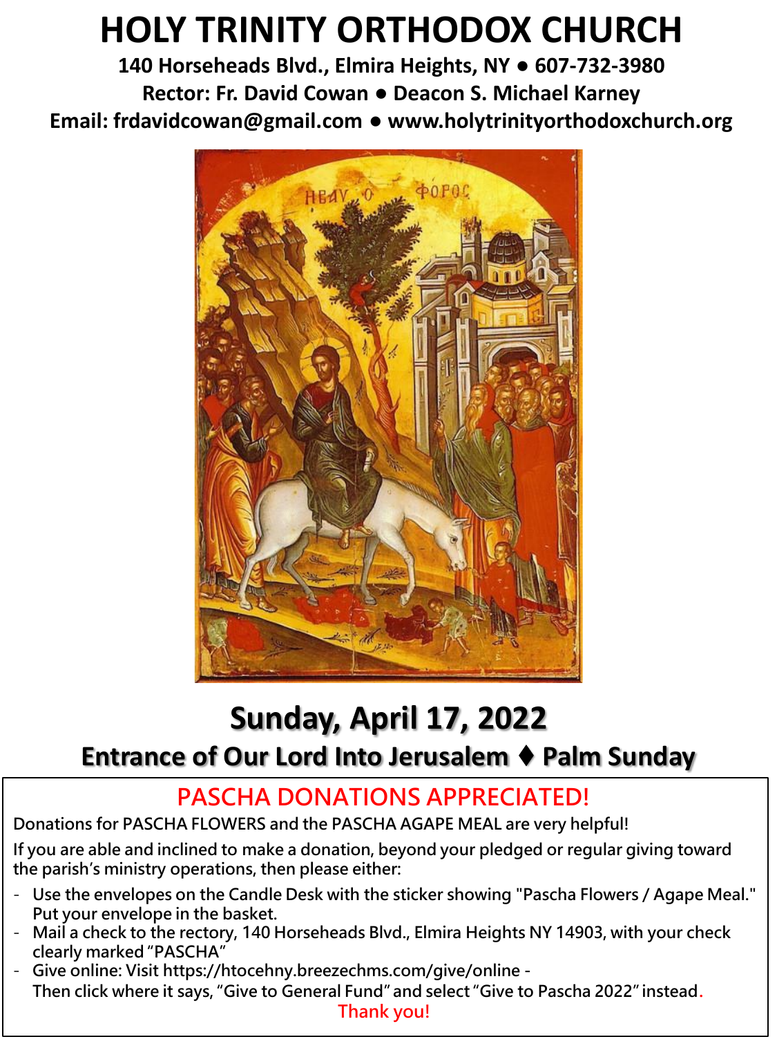# HOLY TRINITY ORTHODOX CHURCH

**140 Horseheads Blvd., Elmira Heights, NY ● 607-732-3980**

**Rector: Fr. David Cowan ● Deacon S. Michael Karney**

**Email: frdavidcowan@gmail.com ● www.holytrinityorthodoxchurch.org**

## Sunday, April 17, 2022

### Entrance of Our Lord Into Jerusalem ♦ Palm Sunday

## PASCHA DONATIONS APPRECIATED!

Donations for PASCHA FLOWERS and the PASCHA AGAPE MEAL are very helpful!

If you are able and inclined to make a donation, beyond your pledged or regular giving toward the parish's ministry operations, then please either:

- Use the envelopes on the Candle Desk with the sticker showing "Pascha Flowers / Agape Meal." Put your envelope in the basket.
- Mail a check to the rectory, 140 Horseheads Blvd., Elmira Heights NY 14903, with your check clearly marked "PASCHA"
- Give online: Visit https://htocehny.breezechms.com/give/online - Then click where it says, "Give to General Fund" and select "Give to Pascha 2022" instead.

Thank you!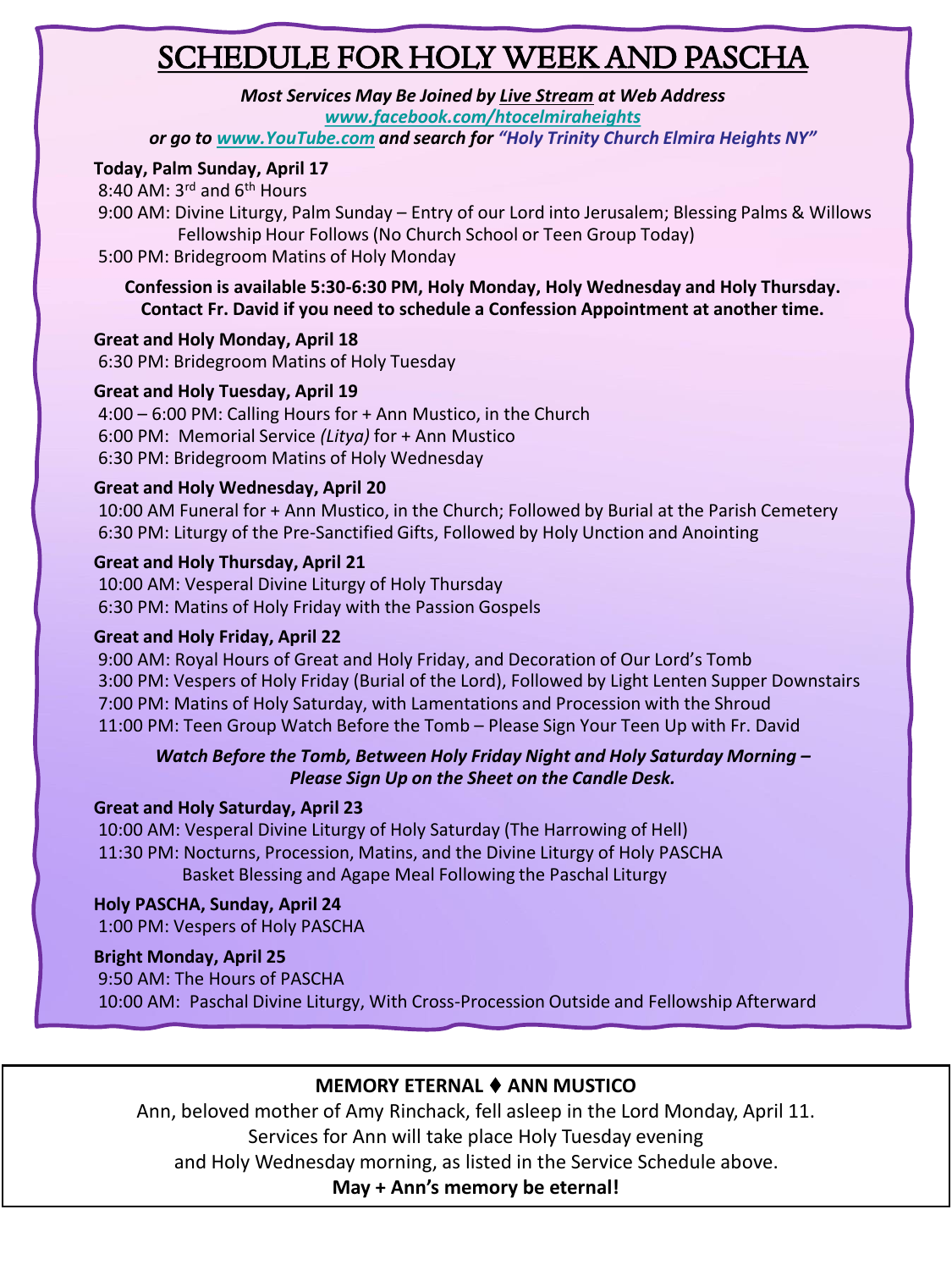# SCHEDULE FOR HOLY WEEK AND PASCHA

***Most Services May Be Joined by Live Stream at Web Address***
***www.facebook.com/htocelmiraheights***
***or go to www.YouTube.com and search for "Holy Trinity Church Elmira Heights NY"***

**Today, Palm Sunday, April 17**
8:40 AM: 3rd and 6th Hours
9:00 AM: Divine Liturgy, Palm Sunday – Entry of our Lord into Jerusalem; Blessing Palms & Willows
Fellowship Hour Follows (No Church School or Teen Group Today)
5:00 PM: Bridegroom Matins of Holy Monday

**Confession is available 5:30-6:30 PM, Holy Monday, Holy Wednesday and Holy Thursday.**
**Contact Fr. David if you need to schedule a Confession Appointment at another time.**

**Great and Holy Monday, April 18**
6:30 PM: Bridegroom Matins of Holy Tuesday

**Great and Holy Tuesday, April 19**
4:00 – 6:00 PM: Calling Hours for + Ann Mustico, in the Church
6:00 PM: Memorial Service *(Litya)* for + Ann Mustico
6:30 PM: Bridegroom Matins of Holy Wednesday

**Great and Holy Wednesday, April 20**
10:00 AM Funeral for + Ann Mustico, in the Church; Followed by Burial at the Parish Cemetery
6:30 PM: Liturgy of the Pre-Sanctified Gifts, Followed by Holy Unction and Anointing

**Great and Holy Thursday, April 21**
10:00 AM: Vesperal Divine Liturgy of Holy Thursday
6:30 PM: Matins of Holy Friday with the Passion Gospels

**Great and Holy Friday, April 22**
9:00 AM: Royal Hours of Great and Holy Friday, and Decoration of Our Lord's Tomb
3:00 PM: Vespers of Holy Friday (Burial of the Lord), Followed by Light Lenten Supper Downstairs
7:00 PM: Matins of Holy Saturday, with Lamentations and Procession with the Shroud
11:00 PM: Teen Group Watch Before the Tomb – Please Sign Your Teen Up with Fr. David

***Watch Before the Tomb, Between Holy Friday Night and Holy Saturday Morning –***
***Please Sign Up on the Sheet on the Candle Desk.***

**Great and Holy Saturday, April 23**
10:00 AM: Vesperal Divine Liturgy of Holy Saturday (The Harrowing of Hell)
11:30 PM: Nocturns, Procession, Matins, and the Divine Liturgy of Holy PASCHA
Basket Blessing and Agape Meal Following the Paschal Liturgy

**Holy PASCHA, Sunday, April 24**
1:00 PM: Vespers of Holy PASCHA

**Bright Monday, April 25**
9:50 AM: The Hours of PASCHA
10:00 AM: Paschal Divine Liturgy, With Cross-Procession Outside and Fellowship Afterward

---

**MEMORY ETERNAL ⧫ ANN MUSTICO**

Ann, beloved mother of Amy Rinchack, fell asleep in the Lord Monday, April 11.
Services for Ann will take place Holy Tuesday evening
and Holy Wednesday morning, as listed in the Service Schedule above.

**May + Ann's memory be eternal!**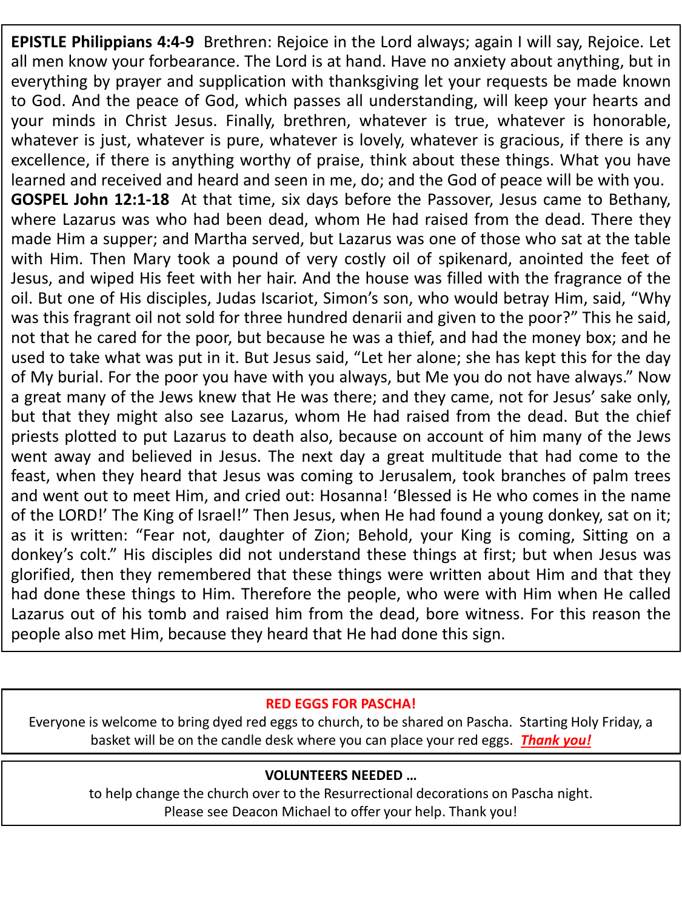**EPISTLE Philippians 4:4-9** Brethren: Rejoice in the Lord always; again I will say, Rejoice. Let all men know your forbearance. The Lord is at hand. Have no anxiety about anything, but in everything by prayer and supplication with thanksgiving let your requests be made known to God. And the peace of God, which passes all understanding, will keep your hearts and your minds in Christ Jesus. Finally, brethren, whatever is true, whatever is honorable, whatever is just, whatever is pure, whatever is lovely, whatever is gracious, if there is any excellence, if there is anything worthy of praise, think about these things. What you have learned and received and heard and seen in me, do; and the God of peace will be with you.

**GOSPEL John 12:1-18** At that time, six days before the Passover, Jesus came to Bethany, where Lazarus was who had been dead, whom He had raised from the dead. There they made Him a supper; and Martha served, but Lazarus was one of those who sat at the table with Him. Then Mary took a pound of very costly oil of spikenard, anointed the feet of Jesus, and wiped His feet with her hair. And the house was filled with the fragrance of the oil. But one of His disciples, Judas Iscariot, Simon's son, who would betray Him, said, "Why was this fragrant oil not sold for three hundred denarii and given to the poor?" This he said, not that he cared for the poor, but because he was a thief, and had the money box; and he used to take what was put in it. But Jesus said, "Let her alone; she has kept this for the day of My burial. For the poor you have with you always, but Me you do not have always." Now a great many of the Jews knew that He was there; and they came, not for Jesus' sake only, but that they might also see Lazarus, whom He had raised from the dead. But the chief priests plotted to put Lazarus to death also, because on account of him many of the Jews went away and believed in Jesus. The next day a great multitude that had come to the feast, when they heard that Jesus was coming to Jerusalem, took branches of palm trees and went out to meet Him, and cried out: Hosanna! 'Blessed is He who comes in the name of the LORD!' The King of Israel!" Then Jesus, when He had found a young donkey, sat on it; as it is written: "Fear not, daughter of Zion; Behold, your King is coming, Sitting on a donkey's colt." His disciples did not understand these things at first; but when Jesus was glorified, then they remembered that these things were written about Him and that they had done these things to Him. Therefore the people, who were with Him when He called Lazarus out of his tomb and raised him from the dead, bore witness. For this reason the people also met Him, because they heard that He had done this sign.

**RED EGGS FOR PASCHA!**

Everyone is welcome to bring dyed red eggs to church, to be shared on Pascha. Starting Holy Friday, a basket will be on the candle desk where you can place your red eggs. ***Thank you!***

**VOLUNTEERS NEEDED …**

to help change the church over to the Resurrectional decorations on Pascha night. Please see Deacon Michael to offer your help. Thank you!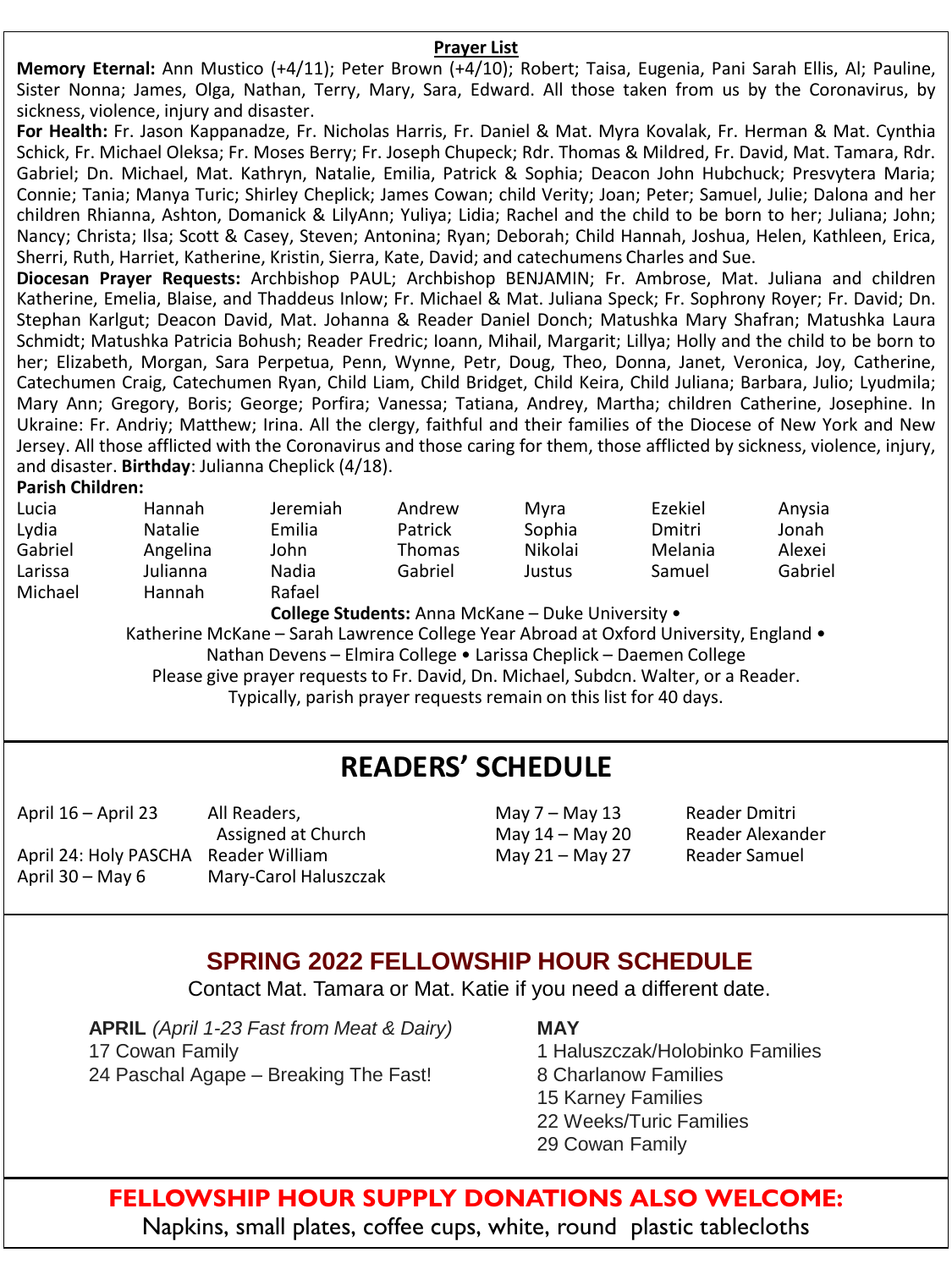## Prayer List

**Memory Eternal:** Ann Mustico (+4/11); Peter Brown (+4/10); Robert; Taisa, Eugenia, Pani Sarah Ellis, Al; Pauline, Sister Nonna; James, Olga, Nathan, Terry, Mary, Sara, Edward. All those taken from us by the Coronavirus, by sickness, violence, injury and disaster.

**For Health:** Fr. Jason Kappanadze, Fr. Nicholas Harris, Fr. Daniel & Mat. Myra Kovalak, Fr. Herman & Mat. Cynthia Schick, Fr. Michael Oleksa; Fr. Moses Berry; Fr. Joseph Chupeck; Rdr. Thomas & Mildred, Fr. David, Mat. Tamara, Rdr. Gabriel; Dn. Michael, Mat. Kathryn, Natalie, Emilia, Patrick & Sophia; Deacon John Hubchuck; Presvytera Maria; Connie; Tania; Manya Turic; Shirley Cheplick; James Cowan; child Verity; Joan; Peter; Samuel, Julie; Dalona and her children Rhianna, Ashton, Domanick & LilyAnn; Yuliya; Lidia; Rachel and the child to be born to her; Juliana; John; Nancy; Christa; Ilsa; Scott & Casey, Steven; Antonina; Ryan; Deborah; Child Hannah, Joshua, Helen, Kathleen, Erica, Sherri, Ruth, Harriet, Katherine, Kristin, Sierra, Kate, David; and catechumens Charles and Sue.

**Diocesan Prayer Requests:** Archbishop PAUL; Archbishop BENJAMIN; Fr. Ambrose, Mat. Juliana and children Katherine, Emelia, Blaise, and Thaddeus Inlow; Fr. Michael & Mat. Juliana Speck; Fr. Sophrony Royer; Fr. David; Dn. Stephan Karlgut; Deacon David, Mat. Johanna & Reader Daniel Donch; Matushka Mary Shafran; Matushka Laura Schmidt; Matushka Patricia Bohush; Reader Fredric; Ioann, Mihail, Margarit; Lillya; Holly and the child to be born to her; Elizabeth, Morgan, Sara Perpetua, Penn, Wynne, Petr, Doug, Theo, Donna, Janet, Veronica, Joy, Catherine, Catechumen Craig, Catechumen Ryan, Child Liam, Child Bridget, Child Keira, Child Juliana; Barbara, Julio; Lyudmila; Mary Ann; Gregory, Boris; George; Porfira; Vanessa; Tatiana, Andrey, Martha; children Catherine, Josephine. In Ukraine: Fr. Andriy; Matthew; Irina. All the clergy, faithful and their families of the Diocese of New York and New Jersey. All those afflicted with the Coronavirus and those caring for them, those afflicted by sickness, violence, injury, and disaster. **Birthday**: Julianna Cheplick (4/18).

**Parish Children:**

| | | | | | | |
|---|---|---|---|---|---|---|
| Lucia | Hannah | Jeremiah | Andrew | Myra | Ezekiel | Anysia |
| Lydia | Natalie | Emilia | Patrick | Sophia | Dmitri | Jonah |
| Gabriel | Angelina | John | Thomas | Nikolai | Melania | Alexei |
| Larissa | Julianna | Nadia | Gabriel | Justus | Samuel | Gabriel |
| Michael | Hannah | Rafael | | | | |

**College Students:** Anna McKane – Duke University • Katherine McKane – Sarah Lawrence College Year Abroad at Oxford University, England • Nathan Devens – Elmira College • Larissa Cheplick – Daemen College

Please give prayer requests to Fr. David, Dn. Michael, Subdcn. Walter, or a Reader. Typically, parish prayer requests remain on this list for 40 days.

# READERS' SCHEDULE

| | |
|---|---|
| April 16 – April 23 | All Readers, Assigned at Church |
| April 24: Holy PASCHA | Reader William |
| April 30 – May 6 | Mary-Carol Haluszczak |
| May 7 – May 13 | Reader Dmitri |
| May 14 – May 20 | Reader Alexander |
| May 21 – May 27 | Reader Samuel |

## SPRING 2022 FELLOWSHIP HOUR SCHEDULE

Contact Mat. Tamara or Mat. Katie if you need a different date.

**APRIL** *(April 1-23 Fast from Meat & Dairy)*
17 Cowan Family
24 Paschal Agape – Breaking The Fast!

**MAY**
1 Haluszczak/Holobinko Families
8 Charlanow Families
15 Karney Families
22 Weeks/Turic Families
29 Cowan Family

## FELLOWSHIP HOUR SUPPLY DONATIONS ALSO WELCOME:

Napkins, small plates, coffee cups, white, round plastic tablecloths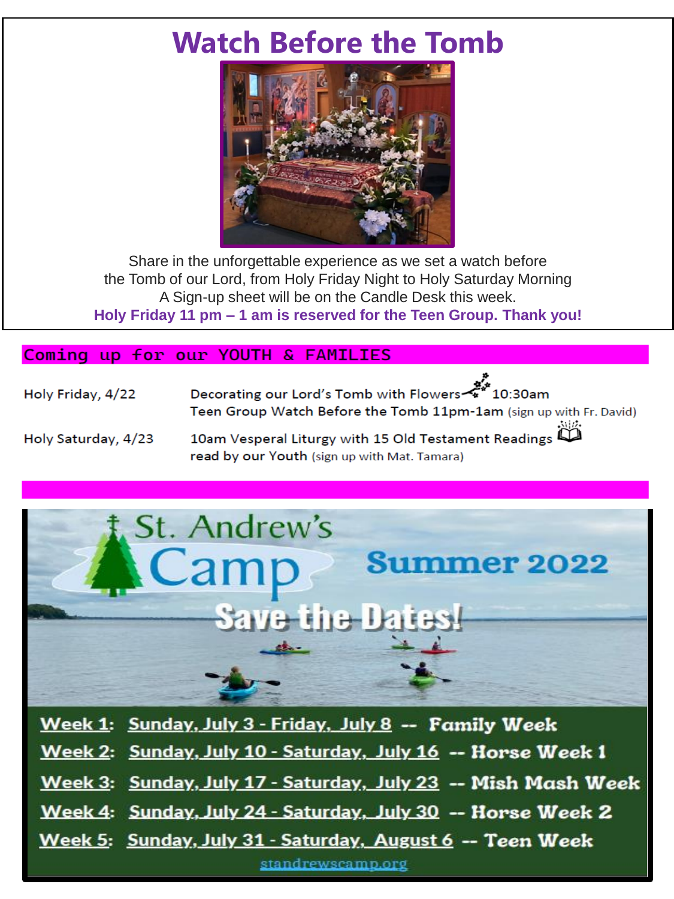# Watch Before the Tomb

Share in the unforgettable experience as we set a watch before the Tomb of our Lord, from Holy Friday Night to Holy Saturday Morning. A Sign-up sheet will be on the Candle Desk this week.

**Holy Friday 11 pm – 1 am is reserved for the Teen Group. Thank you!**

## Coming up for our YOUTH & FAMILIES

| | |
|---|---|
| Holy Friday, 4/22 | Decorating our Lord's Tomb with Flowers 10:30am<br>Teen Group Watch Before the Tomb 11pm-1am (sign up with Fr. David) |
| Holy Saturday, 4/23 | 10am Vesperal Liturgy with 15 Old Testament Readings read by our Youth (sign up with Mat. Tamara) |

## St. Andrew's Camp Summer 2022

**Save the Dates!**

**Week 1: Sunday, July 3 - Friday, July 8 -- Family Week**

**Week 2: Sunday, July 10 - Saturday, July 16 -- Horse Week 1**

**Week 3: Sunday, July 17 - Saturday, July 23 -- Mish Mash Week**

**Week 4: Sunday, July 24 - Saturday, July 30 -- Horse Week 2**

**Week 5: Sunday, July 31 - Saturday, August 6 -- Teen Week**

standrewscamp.org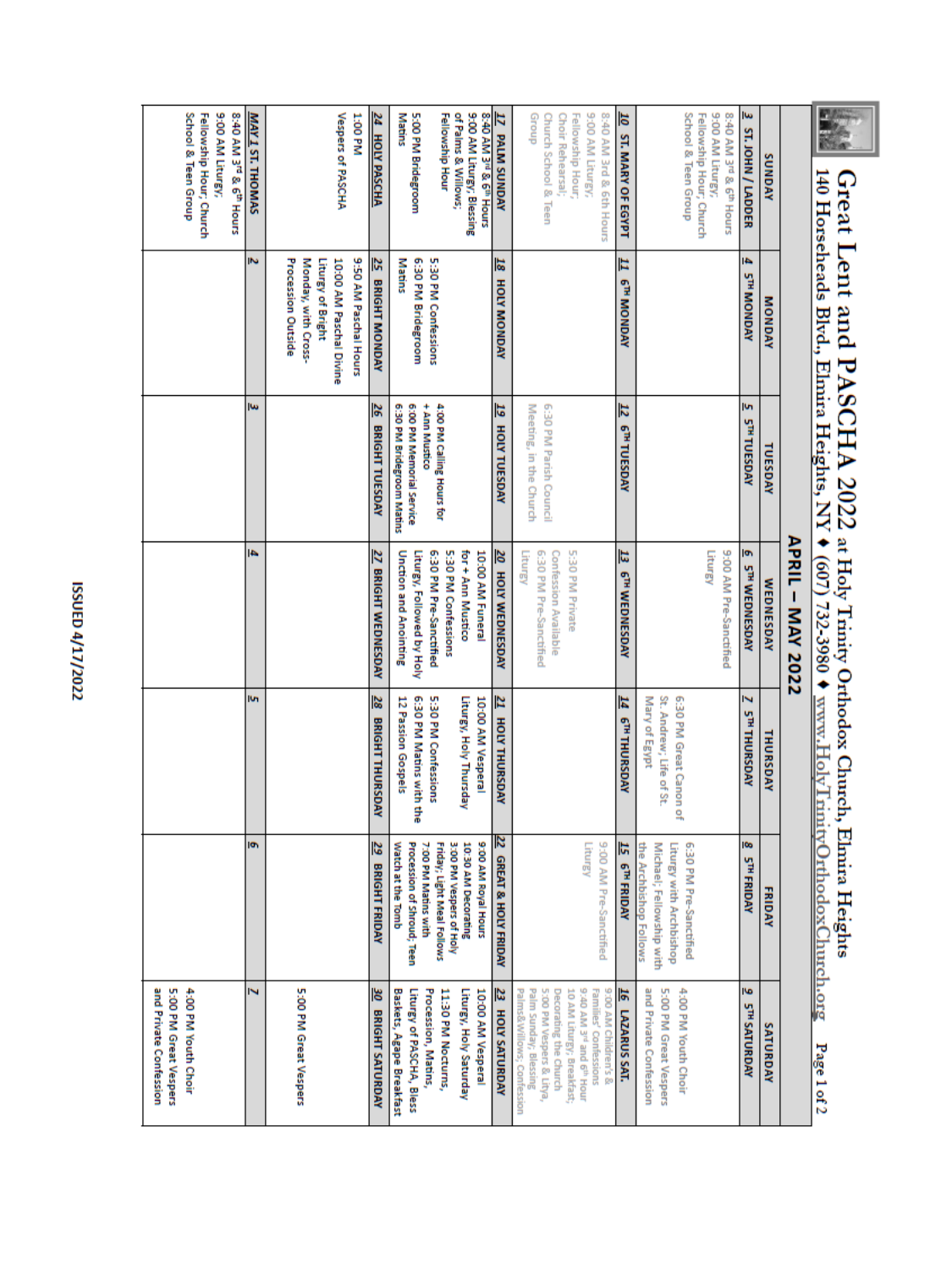# Great Lent and PASCHA 2022 at Holy Trinity Orthodox Church, Elmira Heights

140 Horseheads Blvd., Elmira Heights, NY ♦ (607) 732-3980 ♦ www.HolyTrinityOrthodoxChurch.org

## APRIL – MAY 2022

| SUNDAY | MONDAY | TUESDAY | WEDNESDAY | THURSDAY | FRIDAY | SATURDAY |
|---|---|---|---|---|---|---|
| **3 ST. JOHN / LADDER**<br>8:40 AM 3rd & 6th Hours<br>9:00 AM Liturgy;<br>Fellowship Hour; Church School & Teen Group | **4 5TH MONDAY** | **5 5TH TUESDAY** | **6 5TH WEDNESDAY**<br>9:00 AM Pre-Sanctified Liturgy | **7 5TH THURSDAY**<br>6:30 PM Great Canon of St. Andrew; Life of St. Mary of Egypt | **8 5TH FRIDAY**<br>6:30 PM Pre-Sanctified Liturgy with Archbishop Michael; Fellowship with the Archbishop Follows | **9 5TH SATURDAY**<br>4:00 PM Youth Choir<br>5:00 PM Great Vespers and Private Confession |
| **10 ST. MARY OF EGYPT**<br>8:40 AM 3rd & 6th Hours<br>9:00 AM Liturgy;<br>Fellowship Hour;<br>Choir Rehearsal;<br>Church School & Teen Group | **11 6TH MONDAY** | **12 6TH TUESDAY**<br>6:30 PM Parish Council Meeting, in the Church | **13 6TH WEDNESDAY**<br>5:30 PM Private Confession Available<br>6:30 PM Pre-Sanctified Liturgy | **14 6TH THURSDAY** | **15 6TH FRIDAY**<br>9:00 AM Pre-Sanctified Liturgy | **16 LAZARUS SAT.**<br>9:00 AM Children's & Families' Confessions<br>9:40 AM 3rd and 6th Hour<br>10 AM Liturgy; Breakfast;<br>Decorating the Church<br>5:00 PM Vespers & Litya, Palm Sunday; Blessing Palms&Willows; Confession |
| **17 PALM SUNDAY**<br>8:40 AM 3rd & 6th Hours<br>9:00 AM Liturgy, Blessing of Palms & Willows;<br>Fellowship Hour<br><br>5:00 PM Bridegroom Matins | **18 HOLY MONDAY**<br>5:30 PM Confessions<br>6:30 PM Bridegroom Matins | **19 HOLY TUESDAY**<br>4:00 PM Calling Hours for + Ann Mustico<br>6:00 PM Memorial Service<br>6:30 PM Bridegroom Matins | **20 HOLY WEDNESDAY**<br>10:00 AM Funeral for + Ann Mustico<br>5:30 PM Confessions<br>6:30 PM Pre-Sanctified Liturgy, Followed by Holy Unction and Anointing | **21 HOLY THURSDAY**<br>10:00 AM Vesperal Liturgy, Holy Thursday<br>5:30 PM Confessions<br>6:30 PM Matins with the 12 Passion Gospels | **22 GREAT & HOLY FRIDAY**<br>9:00 AM Royal Hours<br>10:30 AM Decorating<br>3:00 PM Vespers of Holy Friday; Light Meal Follows<br>7:00 PM Matins with Procession of Shroud; Teen Watch at the Tomb | **23 HOLY SATURDAY**<br>10:00 AM Vesperal Liturgy, Holy Saturday<br>11:30 PM Nocturns, Procession, Matins, Liturgy of PASCHA, Bless Baskets, Agape Breakfast |
| **24 HOLY PASCHA**<br>1:00 PM<br>Vespers of PASCHA | **25 BRIGHT MONDAY**<br>9:50 AM Paschal Hours<br>10:00 AM Paschal Divine Liturgy of Bright Monday, with Cross-Procession Outside | **26 BRIGHT TUESDAY** | **27 BRIGHT WEDNESDAY** | **28 BRIGHT THURSDAY** | **29 BRIGHT FRIDAY** | **30 BRIGHT SATURDAY**<br>5:00 PM Great Vespers |
| **MAY 1 ST. THOMAS**<br>8:40 AM 3rd & 6th Hours<br>9:00 AM Liturgy;<br>Fellowship Hour; Church School & Teen Group | **2** | **3** | **4** | **5** | **6** | **7**<br>4:00 PM Youth Choir<br>5:00 PM Great Vespers and Private Confession |

ISSUED 4/17/2022